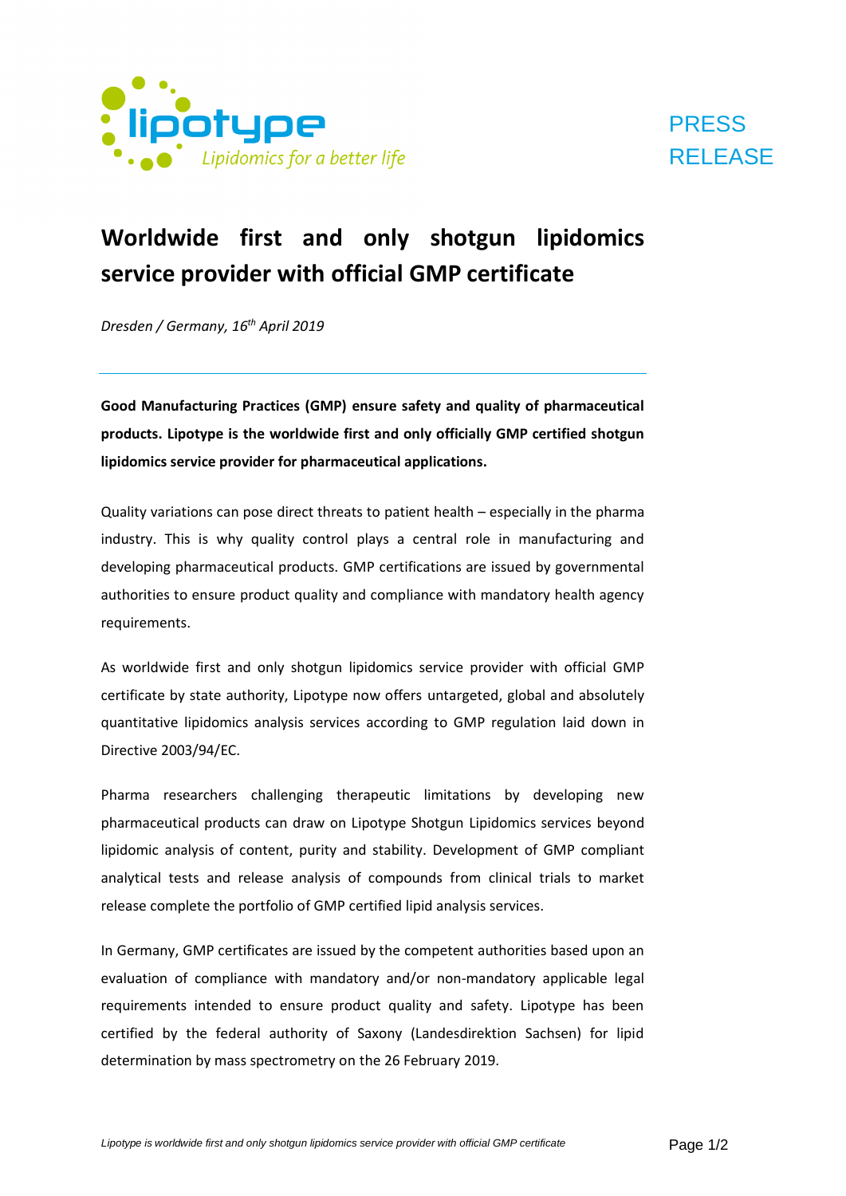lipotype
*Lipidomics for a better life*

PRESS RELEASE

# Worldwide first and only shotgun lipidomics service provider with official GMP certificate

*Dresden / Germany, 16th April 2019*

---

**Good Manufacturing Practices (GMP) ensure safety and quality of pharmaceutical products. Lipotype is the worldwide first and only officially GMP certified shotgun lipidomics service provider for pharmaceutical applications.**

Quality variations can pose direct threats to patient health – especially in the pharma industry. This is why quality control plays a central role in manufacturing and developing pharmaceutical products. GMP certifications are issued by governmental authorities to ensure product quality and compliance with mandatory health agency requirements.

As worldwide first and only shotgun lipidomics service provider with official GMP certificate by state authority, Lipotype now offers untargeted, global and absolutely quantitative lipidomics analysis services according to GMP regulation laid down in Directive 2003/94/EC.

Pharma researchers challenging therapeutic limitations by developing new pharmaceutical products can draw on Lipotype Shotgun Lipidomics services beyond lipidomic analysis of content, purity and stability. Development of GMP compliant analytical tests and release analysis of compounds from clinical trials to market release complete the portfolio of GMP certified lipid analysis services.

In Germany, GMP certificates are issued by the competent authorities based upon an evaluation of compliance with mandatory and/or non-mandatory applicable legal requirements intended to ensure product quality and safety. Lipotype has been certified by the federal authority of Saxony (Landesdirektion Sachsen) for lipid determination by mass spectrometry on the 26 February 2019.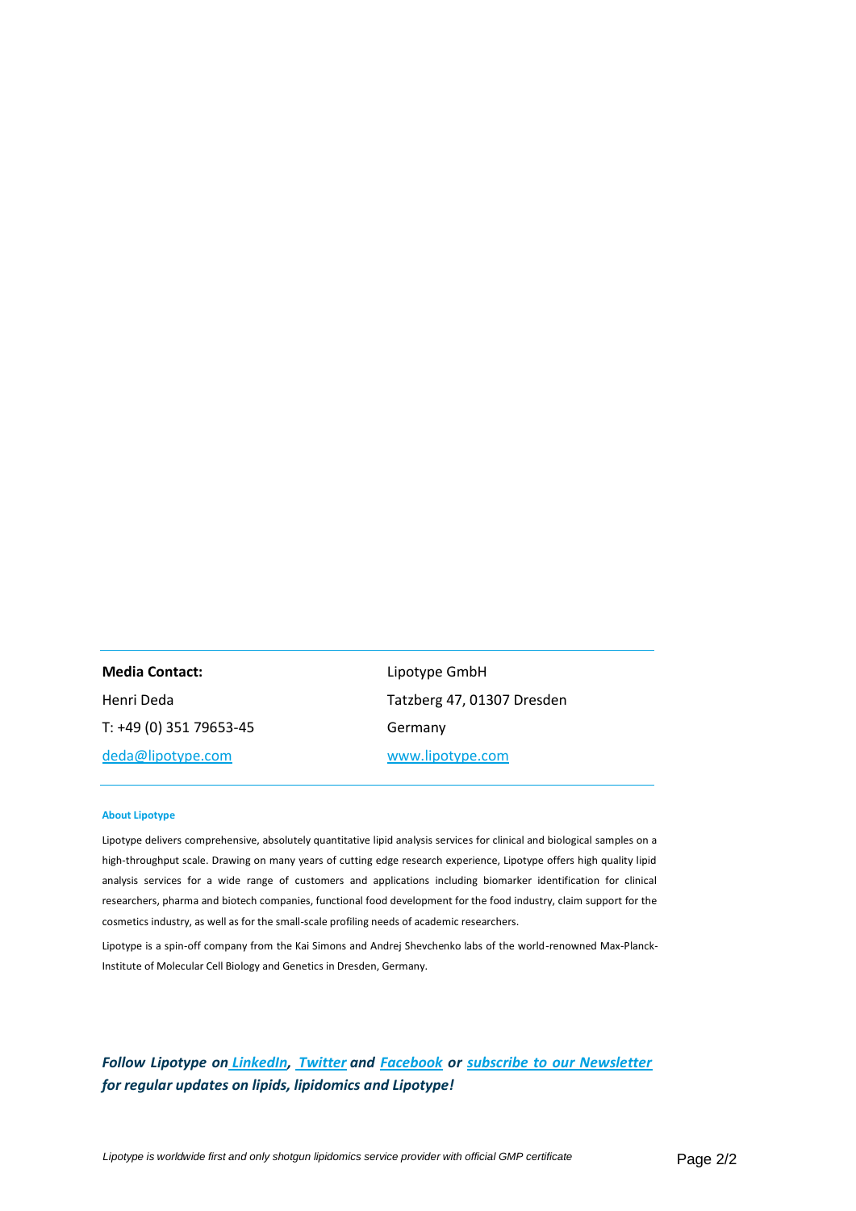| | |
|---|---|
| **Media Contact:** | Lipotype GmbH |
| Henri Deda | Tatzberg 47, 01307 Dresden |
| T: +49 (0) 351 79653-45 | Germany |
| deda@lipotype.com | www.lipotype.com |

**About Lipotype**

Lipotype delivers comprehensive, absolutely quantitative lipid analysis services for clinical and biological samples on a high-throughput scale. Drawing on many years of cutting edge research experience, Lipotype offers high quality lipid analysis services for a wide range of customers and applications including biomarker identification for clinical researchers, pharma and biotech companies, functional food development for the food industry, claim support for the cosmetics industry, as well as for the small-scale profiling needs of academic researchers.

Lipotype is a spin-off company from the Kai Simons and Andrej Shevchenko labs of the world-renowned Max-Planck-Institute of Molecular Cell Biology and Genetics in Dresden, Germany.

***Follow Lipotype on LinkedIn, Twitter and Facebook or subscribe to our Newsletter for regular updates on lipids, lipidomics and Lipotype!***

*Lipotype is worldwide first and only shotgun lipidomics service provider with official GMP certificate*